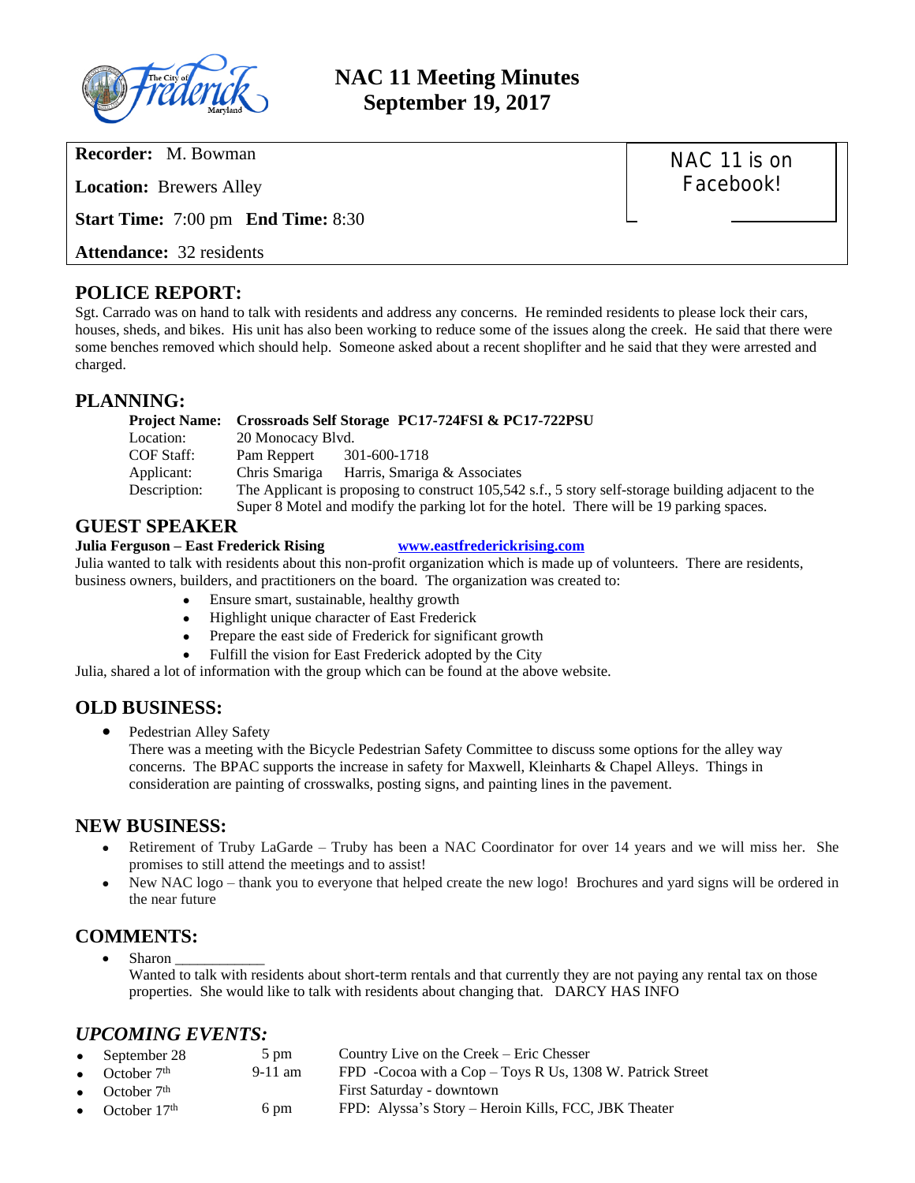# NAC 11 Meeting Minutes
## September 19, 2017

**Recorder:** M. Bowman

**Location:** Brewers Alley

**Start Time:** 7:00 pm **End Time:** 8:30

**Attendance:** 32 residents

NAC 11 is on Facebook!

## POLICE REPORT:

Sgt. Carrado was on hand to talk with residents and address any concerns. He reminded residents to please lock their cars, houses, sheds, and bikes. His unit has also been working to reduce some of the issues along the creek. He said that there were some benches removed which should help. Someone asked about a recent shoplifter and he said that they were arrested and charged.

## PLANNING:

| | | |
|---|---|---|
| **Project Name:** | **Crossroads Self Storage PC17-724FSI & PC17-722PSU** | |
| Location: | 20 Monocacy Blvd. | |
| COF Staff: | Pam Reppert | 301-600-1718 |
| Applicant: | Chris Smariga | Harris, Smariga & Associates |
| Description: | The Applicant is proposing to construct 105,542 s.f., 5 story self-storage building adjacent to the Super 8 Motel and modify the parking lot for the hotel. There will be 19 parking spaces. | |

## GUEST SPEAKER

**Julia Ferguson – East Frederick Rising** www.eastfrederickrising.com

Julia wanted to talk with residents about this non-profit organization which is made up of volunteers. There are residents, business owners, builders, and practitioners on the board. The organization was created to:

- Ensure smart, sustainable, healthy growth
- Highlight unique character of East Frederick
- Prepare the east side of Frederick for significant growth
- Fulfill the vision for East Frederick adopted by the City

Julia, shared a lot of information with the group which can be found at the above website.

## OLD BUSINESS:

- Pedestrian Alley Safety
  There was a meeting with the Bicycle Pedestrian Safety Committee to discuss some options for the alley way concerns. The BPAC supports the increase in safety for Maxwell, Kleinharts & Chapel Alleys. Things in consideration are painting of crosswalks, posting signs, and painting lines in the pavement.

## NEW BUSINESS:

- Retirement of Truby LaGarde – Truby has been a NAC Coordinator for over 14 years and we will miss her. She promises to still attend the meetings and to assist!
- New NAC logo – thank you to everyone that helped create the new logo! Brochures and yard signs will be ordered in the near future

## COMMENTS:

- Sharon ____________
  Wanted to talk with residents about short-term rentals and that currently they are not paying any rental tax on those properties. She would like to talk with residents about changing that. DARCY HAS INFO

## *UPCOMING EVENTS:*

| | | |
|---|---|---|
| September 28 | 5 pm | Country Live on the Creek – Eric Chesser |
| October 7th | 9-11 am | FPD -Cocoa with a Cop – Toys R Us, 1308 W. Patrick Street |
| October 7th | | First Saturday - downtown |
| October 17th | 6 pm | FPD: Alyssa's Story – Heroin Kills, FCC, JBK Theater |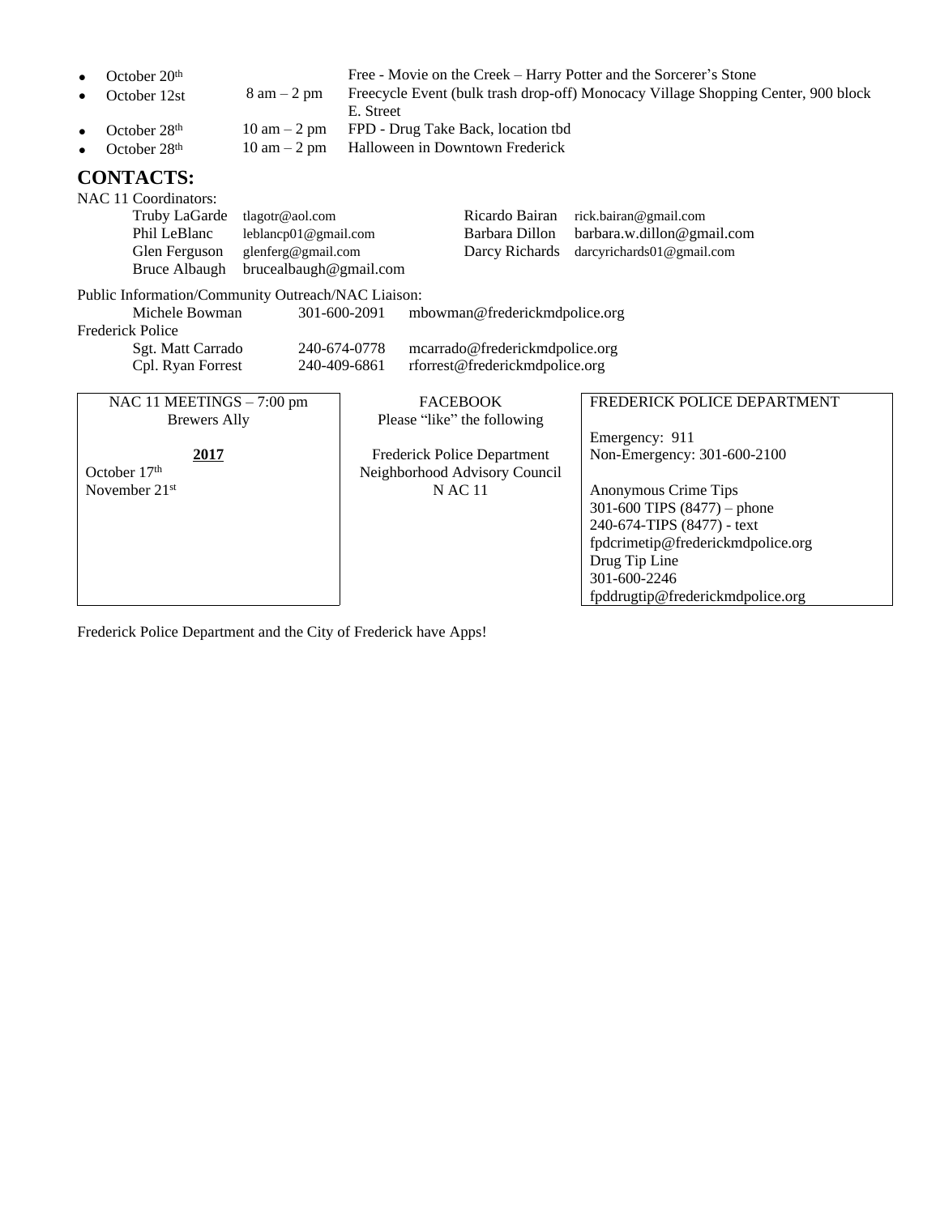- October 20th — Free - Movie on the Creek – Harry Potter and the Sorcerer's Stone
- October 12st — 8 am – 2 pm — Freecycle Event (bulk trash drop-off) Monocacy Village Shopping Center, 900 block E. Street
- October 28th — 10 am – 2 pm — FPD - Drug Take Back, location tbd
- October 28th — 10 am – 2 pm — Halloween in Downtown Frederick

## CONTACTS:

NAC 11 Coordinators:

| | | | |
|---|---|---|---|
| Truby LaGarde | tlagotr@aol.com | Ricardo Bairan | rick.bairan@gmail.com |
| Phil LeBlanc | leblancp01@gmail.com | Barbara Dillon | barbara.w.dillon@gmail.com |
| Glen Ferguson | glenferg@gmail.com | Darcy Richards | darcyrichards01@gmail.com |
| Bruce Albaugh | brucealbaugh@gmail.com | | |

Public Information/Community Outreach/NAC Liaison:

| | | |
|---|---|---|
| Michele Bowman | 301-600-2091 | mbowman@frederickmdpolice.org |

Frederick Police

| | | |
|---|---|---|
| Sgt. Matt Carrado | 240-674-0778 | mcarrado@frederickmdpolice.org |
| Cpl. Ryan Forrest | 240-409-6861 | rforrest@frederickmdpolice.org |

NAC 11 MEETINGS – 7:00 pm
Brewers Ally

**2017**

October 17th
November 21st

FACEBOOK
Please "like" the following

Frederick Police Department
Neighborhood Advisory Council
N AC 11

FREDERICK POLICE DEPARTMENT

Emergency: 911
Non-Emergency: 301-600-2100

Anonymous Crime Tips
301-600 TIPS (8477) – phone
240-674-TIPS (8477) - text
fpdcrimetip@frederickmdpolice.org
Drug Tip Line
301-600-2246
fpddrugtip@frederickmdpolice.org

Frederick Police Department and the City of Frederick have Apps!